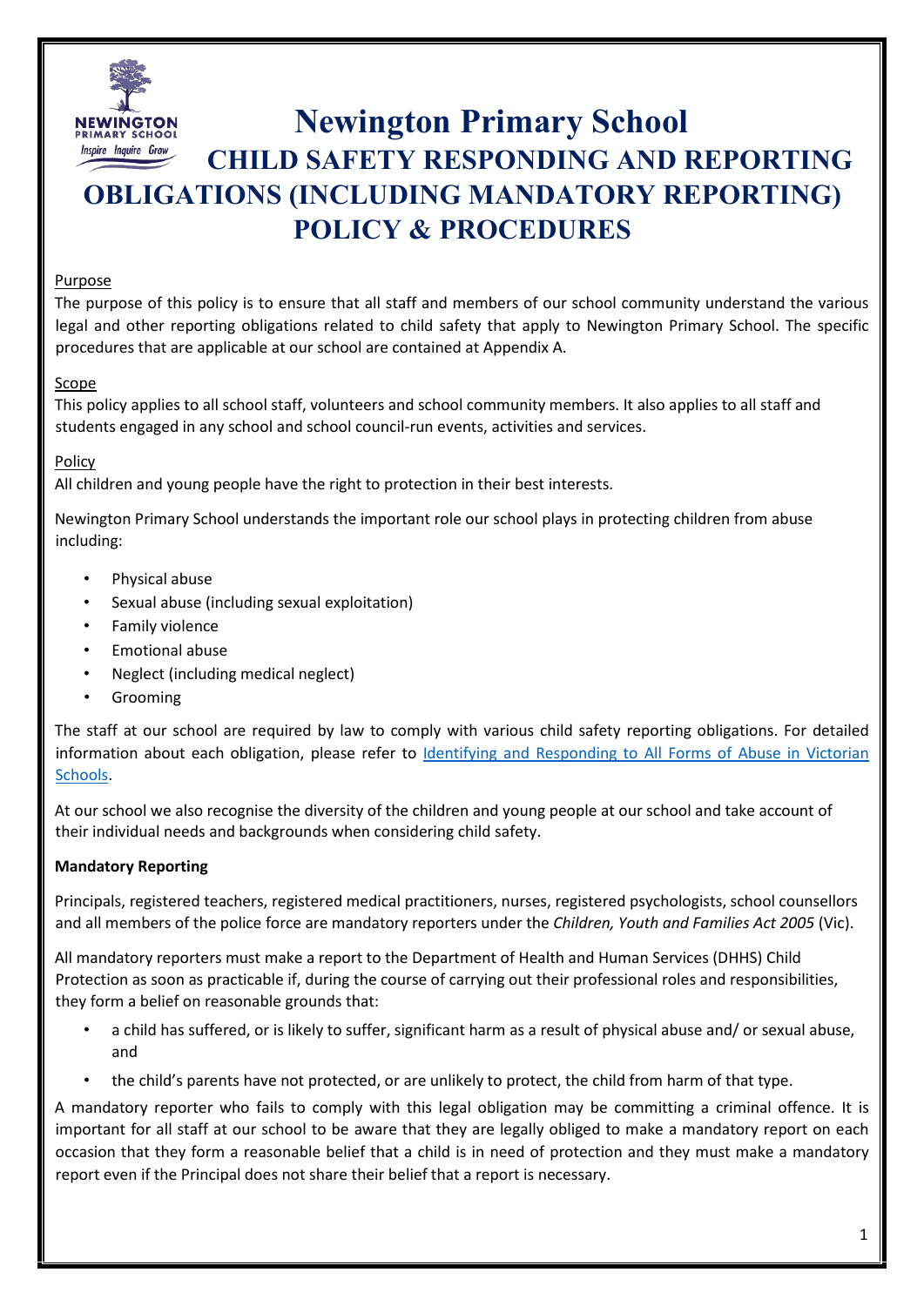# Newington Primary School

## CHILD SAFETY RESPONDING AND REPORTING OBLIGATIONS (INCLUDING MANDATORY REPORTING) POLICY & PROCEDURES

Purpose

The purpose of this policy is to ensure that all staff and members of our school community understand the various legal and other reporting obligations related to child safety that apply to Newington Primary School. The specific procedures that are applicable at our school are contained at Appendix A.

Scope

This policy applies to all school staff, volunteers and school community members. It also applies to all staff and students engaged in any school and school council-run events, activities and services.

Policy

All children and young people have the right to protection in their best interests.

Newington Primary School understands the important role our school plays in protecting children from abuse including:

- Physical abuse
- Sexual abuse (including sexual exploitation)
- Family violence
- Emotional abuse
- Neglect (including medical neglect)
- Grooming

The staff at our school are required by law to comply with various child safety reporting obligations. For detailed information about each obligation, please refer to [Identifying and Responding to All Forms of Abuse in Victorian Schools](Identifying and Responding to All Forms of Abuse in Victorian Schools).

At our school we also recognise the diversity of the children and young people at our school and take account of their individual needs and backgrounds when considering child safety.

**Mandatory Reporting**

Principals, registered teachers, registered medical practitioners, nurses, registered psychologists, school counsellors and all members of the police force are mandatory reporters under the *Children, Youth and Families Act 2005* (Vic).

All mandatory reporters must make a report to the Department of Health and Human Services (DHHS) Child Protection as soon as practicable if, during the course of carrying out their professional roles and responsibilities, they form a belief on reasonable grounds that:

- a child has suffered, or is likely to suffer, significant harm as a result of physical abuse and/ or sexual abuse, and
- the child's parents have not protected, or are unlikely to protect, the child from harm of that type.

A mandatory reporter who fails to comply with this legal obligation may be committing a criminal offence. It is important for all staff at our school to be aware that they are legally obliged to make a mandatory report on each occasion that they form a reasonable belief that a child is in need of protection and they must make a mandatory report even if the Principal does not share their belief that a report is necessary.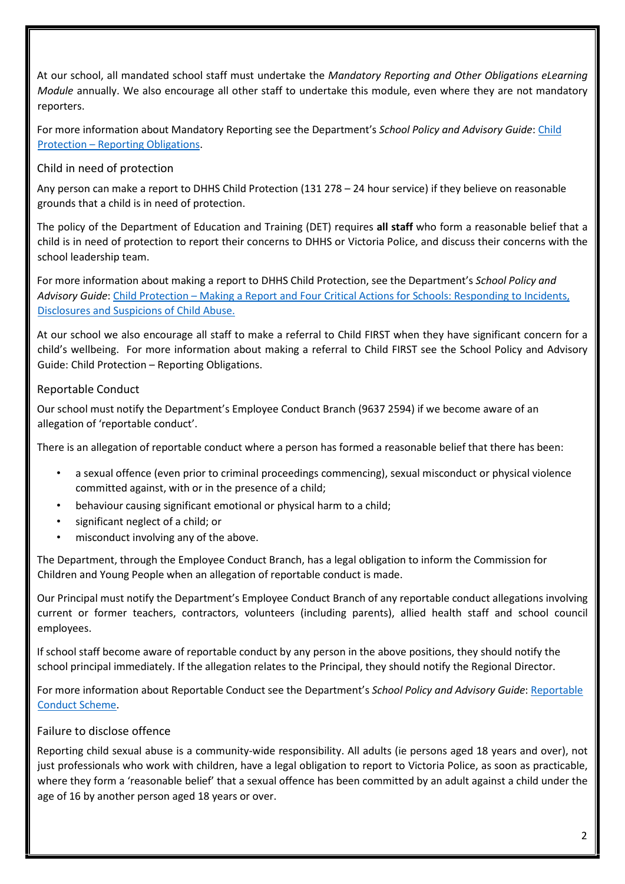At our school, all mandated school staff must undertake the *Mandatory Reporting and Other Obligations eLearning Module* annually. We also encourage all other staff to undertake this module, even where they are not mandatory reporters.

For more information about Mandatory Reporting see the Department's *School Policy and Advisory Guide*: [Child Protection – Reporting Obligations](#).

### Child in need of protection

Any person can make a report to DHHS Child Protection (131 278 – 24 hour service) if they believe on reasonable grounds that a child is in need of protection.

The policy of the Department of Education and Training (DET) requires **all staff** who form a reasonable belief that a child is in need of protection to report their concerns to DHHS or Victoria Police, and discuss their concerns with the school leadership team.

For more information about making a report to DHHS Child Protection, see the Department's *School Policy and Advisory Guide*: [Child Protection – Making a Report and Four Critical Actions for Schools: Responding to Incidents, Disclosures and Suspicions of Child Abuse.](#)

At our school we also encourage all staff to make a referral to Child FIRST when they have significant concern for a child's wellbeing. For more information about making a referral to Child FIRST see the School Policy and Advisory Guide: Child Protection – Reporting Obligations.

### Reportable Conduct

Our school must notify the Department's Employee Conduct Branch (9637 2594) if we become aware of an allegation of 'reportable conduct'.

There is an allegation of reportable conduct where a person has formed a reasonable belief that there has been:

- a sexual offence (even prior to criminal proceedings commencing), sexual misconduct or physical violence committed against, with or in the presence of a child;
- behaviour causing significant emotional or physical harm to a child;
- significant neglect of a child; or
- misconduct involving any of the above.

The Department, through the Employee Conduct Branch, has a legal obligation to inform the Commission for Children and Young People when an allegation of reportable conduct is made.

Our Principal must notify the Department's Employee Conduct Branch of any reportable conduct allegations involving current or former teachers, contractors, volunteers (including parents), allied health staff and school council employees.

If school staff become aware of reportable conduct by any person in the above positions, they should notify the school principal immediately. If the allegation relates to the Principal, they should notify the Regional Director.

For more information about Reportable Conduct see the Department's *School Policy and Advisory Guide*: [Reportable Conduct Scheme](#).

### Failure to disclose offence

Reporting child sexual abuse is a community-wide responsibility. All adults (ie persons aged 18 years and over), not just professionals who work with children, have a legal obligation to report to Victoria Police, as soon as practicable, where they form a 'reasonable belief' that a sexual offence has been committed by an adult against a child under the age of 16 by another person aged 18 years or over.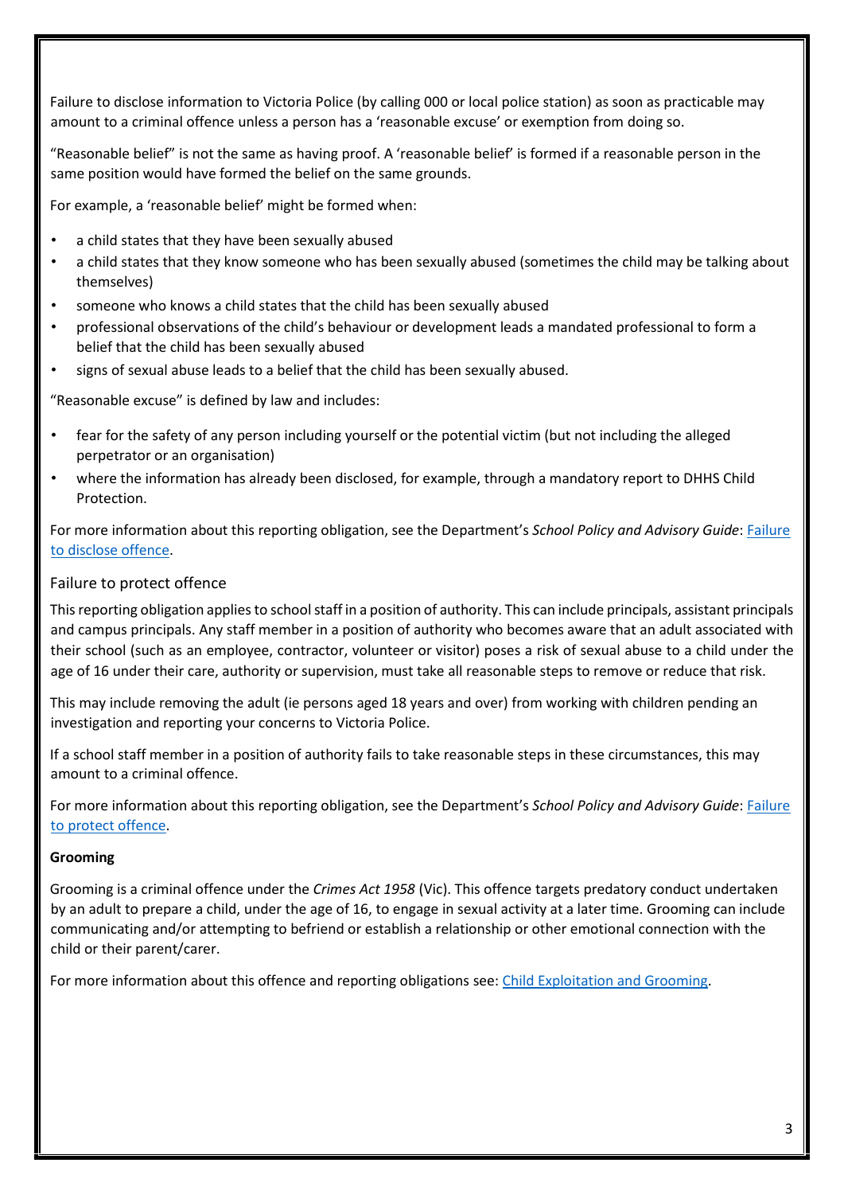Failure to disclose information to Victoria Police (by calling 000 or local police station) as soon as practicable may amount to a criminal offence unless a person has a 'reasonable excuse' or exemption from doing so.

"Reasonable belief" is not the same as having proof. A 'reasonable belief' is formed if a reasonable person in the same position would have formed the belief on the same grounds.

For example, a 'reasonable belief' might be formed when:

- a child states that they have been sexually abused
- a child states that they know someone who has been sexually abused (sometimes the child may be talking about themselves)
- someone who knows a child states that the child has been sexually abused
- professional observations of the child's behaviour or development leads a mandated professional to form a belief that the child has been sexually abused
- signs of sexual abuse leads to a belief that the child has been sexually abused.

"Reasonable excuse" is defined by law and includes:

- fear for the safety of any person including yourself or the potential victim (but not including the alleged perpetrator or an organisation)
- where the information has already been disclosed, for example, through a mandatory report to DHHS Child Protection.

For more information about this reporting obligation, see the Department's *School Policy and Advisory Guide*: [Failure to disclose offence].

### Failure to protect offence

This reporting obligation applies to school staff in a position of authority. This can include principals, assistant principals and campus principals. Any staff member in a position of authority who becomes aware that an adult associated with their school (such as an employee, contractor, volunteer or visitor) poses a risk of sexual abuse to a child under the age of 16 under their care, authority or supervision, must take all reasonable steps to remove or reduce that risk.

This may include removing the adult (ie persons aged 18 years and over) from working with children pending an investigation and reporting your concerns to Victoria Police.

If a school staff member in a position of authority fails to take reasonable steps in these circumstances, this may amount to a criminal offence.

For more information about this reporting obligation, see the Department's *School Policy and Advisory Guide*: [Failure to protect offence].

**Grooming**

Grooming is a criminal offence under the *Crimes Act 1958* (Vic). This offence targets predatory conduct undertaken by an adult to prepare a child, under the age of 16, to engage in sexual activity at a later time. Grooming can include communicating and/or attempting to befriend or establish a relationship or other emotional connection with the child or their parent/carer.

For more information about this offence and reporting obligations see: [Child Exploitation and Grooming].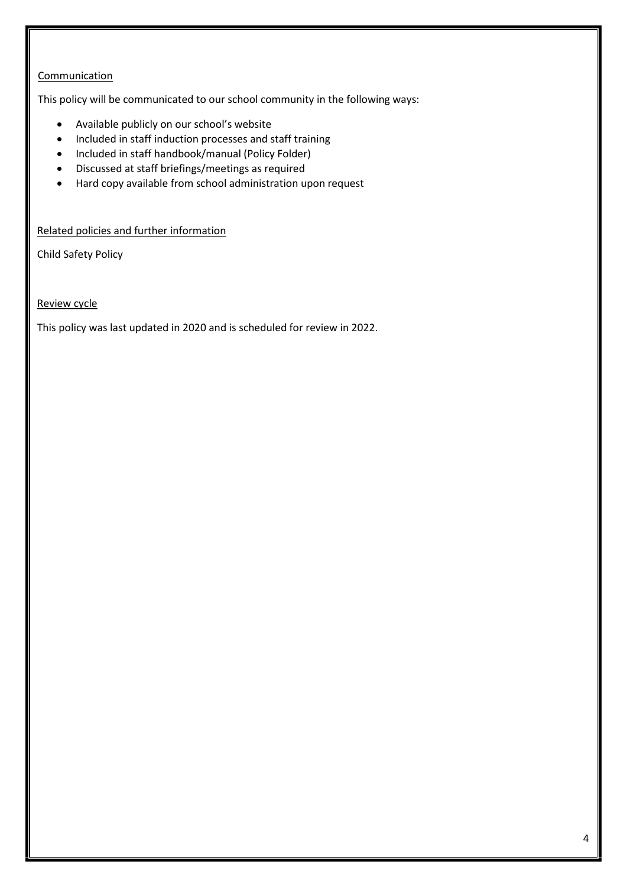## Communication

This policy will be communicated to our school community in the following ways:

- Available publicly on our school's website
- Included in staff induction processes and staff training
- Included in staff handbook/manual (Policy Folder)
- Discussed at staff briefings/meetings as required
- Hard copy available from school administration upon request

## Related policies and further information

Child Safety Policy

## Review cycle

This policy was last updated in 2020 and is scheduled for review in 2022.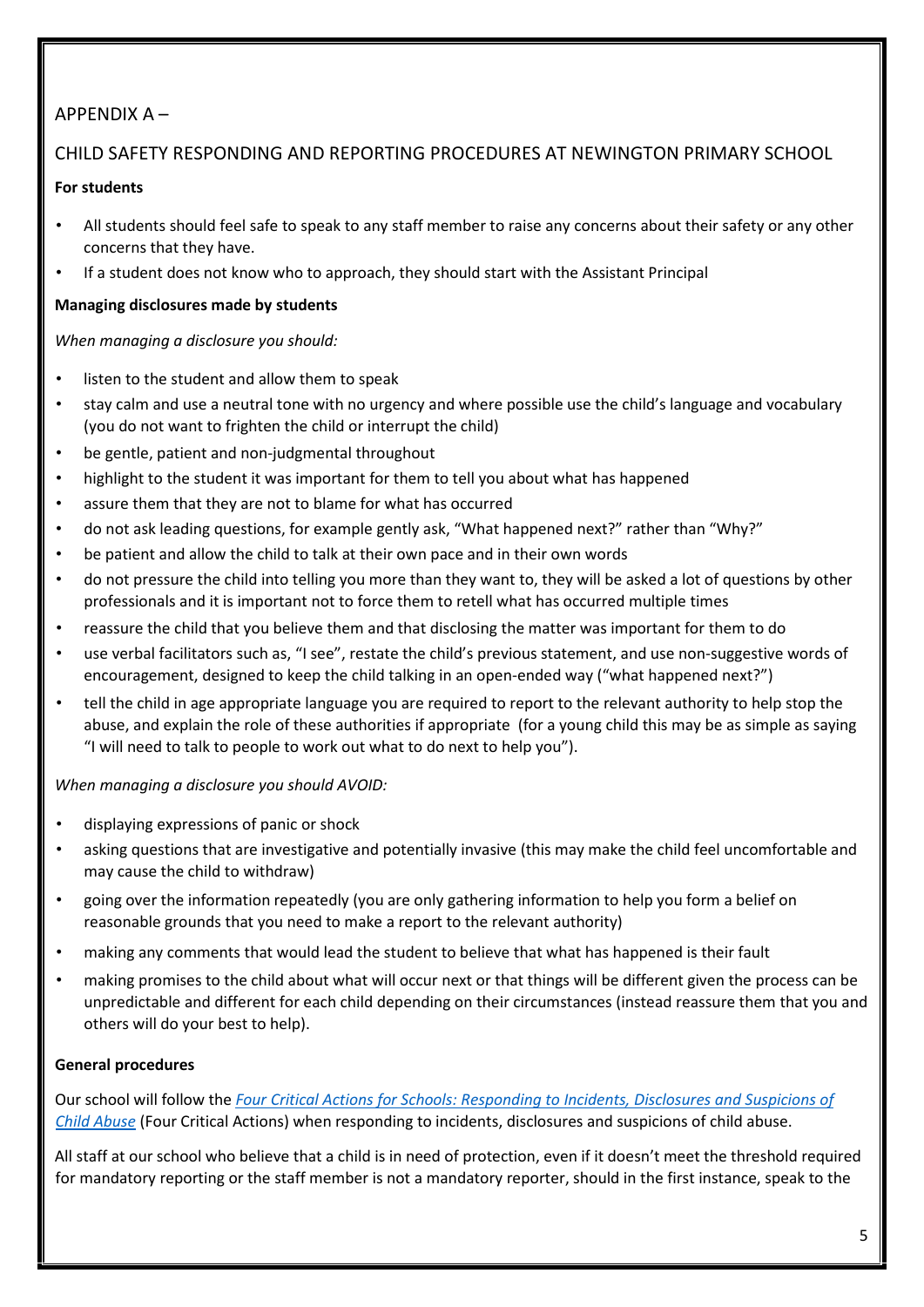## APPENDIX A –

## CHILD SAFETY RESPONDING AND REPORTING PROCEDURES AT NEWINGTON PRIMARY SCHOOL

**For students**

- All students should feel safe to speak to any staff member to raise any concerns about their safety or any other concerns that they have.
- If a student does not know who to approach, they should start with the Assistant Principal

**Managing disclosures made by students**

*When managing a disclosure you should:*

- listen to the student and allow them to speak
- stay calm and use a neutral tone with no urgency and where possible use the child's language and vocabulary (you do not want to frighten the child or interrupt the child)
- be gentle, patient and non-judgmental throughout
- highlight to the student it was important for them to tell you about what has happened
- assure them that they are not to blame for what has occurred
- do not ask leading questions, for example gently ask, "What happened next?" rather than "Why?"
- be patient and allow the child to talk at their own pace and in their own words
- do not pressure the child into telling you more than they want to, they will be asked a lot of questions by other professionals and it is important not to force them to retell what has occurred multiple times
- reassure the child that you believe them and that disclosing the matter was important for them to do
- use verbal facilitators such as, "I see", restate the child's previous statement, and use non-suggestive words of encouragement, designed to keep the child talking in an open-ended way ("what happened next?")
- tell the child in age appropriate language you are required to report to the relevant authority to help stop the abuse, and explain the role of these authorities if appropriate (for a young child this may be as simple as saying "I will need to talk to people to work out what to do next to help you").

*When managing a disclosure you should AVOID:*

- displaying expressions of panic or shock
- asking questions that are investigative and potentially invasive (this may make the child feel uncomfortable and may cause the child to withdraw)
- going over the information repeatedly (you are only gathering information to help you form a belief on reasonable grounds that you need to make a report to the relevant authority)
- making any comments that would lead the student to believe that what has happened is their fault
- making promises to the child about what will occur next or that things will be different given the process can be unpredictable and different for each child depending on their circumstances (instead reassure them that you and others will do your best to help).

**General procedures**

Our school will follow the *Four Critical Actions for Schools: Responding to Incidents, Disclosures and Suspicions of Child Abuse* (Four Critical Actions) when responding to incidents, disclosures and suspicions of child abuse.

All staff at our school who believe that a child is in need of protection, even if it doesn't meet the threshold required for mandatory reporting or the staff member is not a mandatory reporter, should in the first instance, speak to the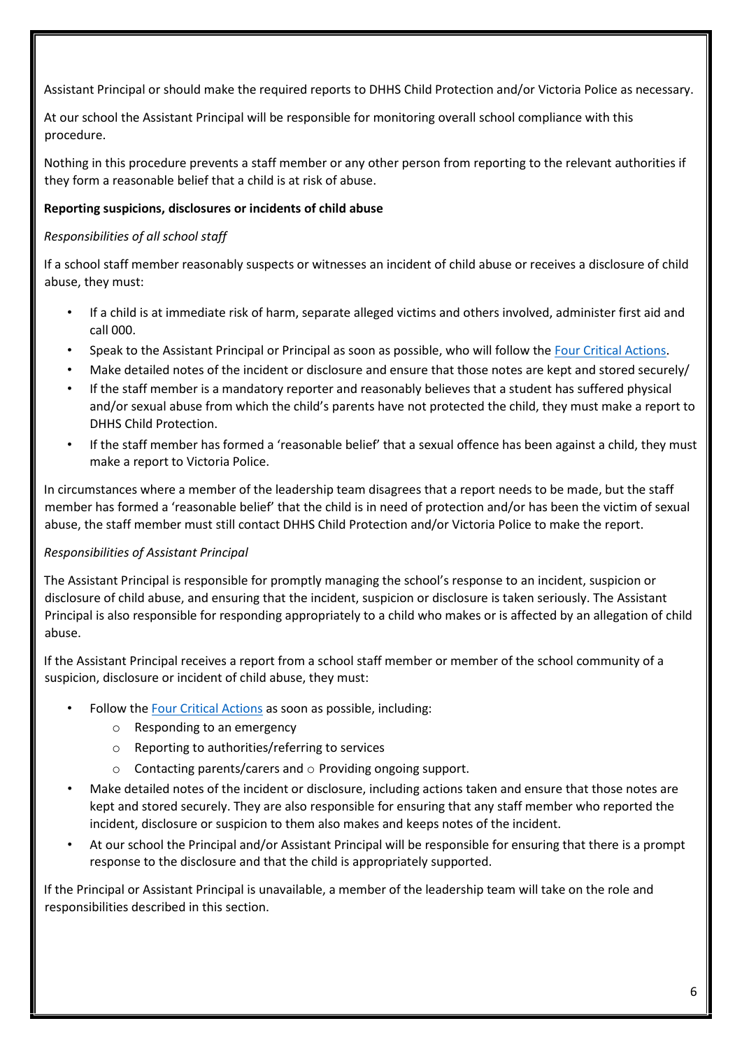Assistant Principal or should make the required reports to DHHS Child Protection and/or Victoria Police as necessary.

At our school the Assistant Principal will be responsible for monitoring overall school compliance with this procedure.

Nothing in this procedure prevents a staff member or any other person from reporting to the relevant authorities if they form a reasonable belief that a child is at risk of abuse.

**Reporting suspicions, disclosures or incidents of child abuse**

*Responsibilities of all school staff*

If a school staff member reasonably suspects or witnesses an incident of child abuse or receives a disclosure of child abuse, they must:

- If a child is at immediate risk of harm, separate alleged victims and others involved, administer first aid and call 000.
- Speak to the Assistant Principal or Principal as soon as possible, who will follow the Four Critical Actions.
- Make detailed notes of the incident or disclosure and ensure that those notes are kept and stored securely/
- If the staff member is a mandatory reporter and reasonably believes that a student has suffered physical and/or sexual abuse from which the child's parents have not protected the child, they must make a report to DHHS Child Protection.
- If the staff member has formed a 'reasonable belief' that a sexual offence has been against a child, they must make a report to Victoria Police.

In circumstances where a member of the leadership team disagrees that a report needs to be made, but the staff member has formed a 'reasonable belief' that the child is in need of protection and/or has been the victim of sexual abuse, the staff member must still contact DHHS Child Protection and/or Victoria Police to make the report.

*Responsibilities of Assistant Principal*

The Assistant Principal is responsible for promptly managing the school's response to an incident, suspicion or disclosure of child abuse, and ensuring that the incident, suspicion or disclosure is taken seriously. The Assistant Principal is also responsible for responding appropriately to a child who makes or is affected by an allegation of child abuse.

If the Assistant Principal receives a report from a school staff member or member of the school community of a suspicion, disclosure or incident of child abuse, they must:

- Follow the Four Critical Actions as soon as possible, including:
  - Responding to an emergency
  - Reporting to authorities/referring to services
  - Contacting parents/carers and ○ Providing ongoing support.
- Make detailed notes of the incident or disclosure, including actions taken and ensure that those notes are kept and stored securely. They are also responsible for ensuring that any staff member who reported the incident, disclosure or suspicion to them also makes and keeps notes of the incident.
- At our school the Principal and/or Assistant Principal will be responsible for ensuring that there is a prompt response to the disclosure and that the child is appropriately supported.

If the Principal or Assistant Principal is unavailable, a member of the leadership team will take on the role and responsibilities described in this section.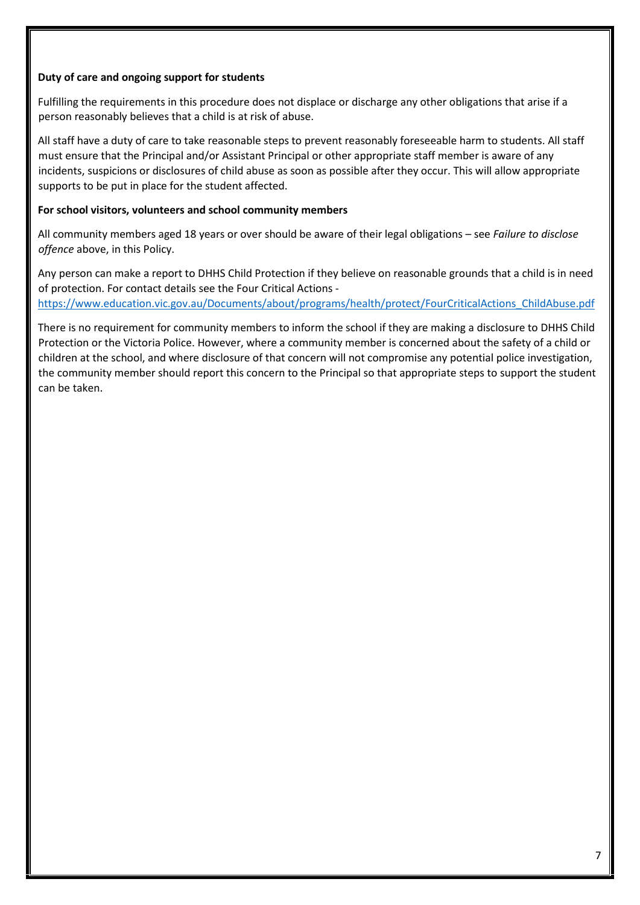**Duty of care and ongoing support for students**

Fulfilling the requirements in this procedure does not displace or discharge any other obligations that arise if a person reasonably believes that a child is at risk of abuse.

All staff have a duty of care to take reasonable steps to prevent reasonably foreseeable harm to students. All staff must ensure that the Principal and/or Assistant Principal or other appropriate staff member is aware of any incidents, suspicions or disclosures of child abuse as soon as possible after they occur. This will allow appropriate supports to be put in place for the student affected.

**For school visitors, volunteers and school community members**

All community members aged 18 years or over should be aware of their legal obligations – see *Failure to disclose offence* above, in this Policy.

Any person can make a report to DHHS Child Protection if they believe on reasonable grounds that a child is in need of protection. For contact details see the Four Critical Actions - https://www.education.vic.gov.au/Documents/about/programs/health/protect/FourCriticalActions_ChildAbuse.pdf

There is no requirement for community members to inform the school if they are making a disclosure to DHHS Child Protection or the Victoria Police. However, where a community member is concerned about the safety of a child or children at the school, and where disclosure of that concern will not compromise any potential police investigation, the community member should report this concern to the Principal so that appropriate steps to support the student can be taken.